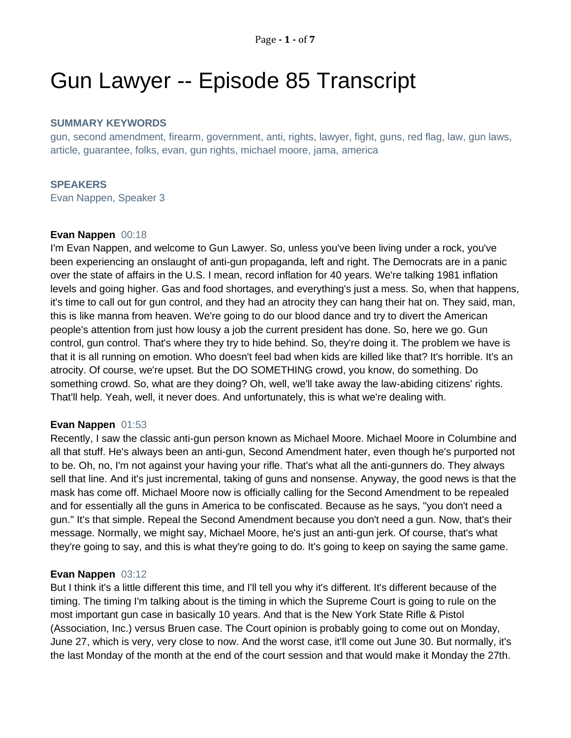# Gun Lawyer -- Episode 85 Transcript

### SUMMARY KEYWORDS

gun, second amendment, firearm, government, anti, rights, lawyer, fight, guns, red flag, law, gun laws, article, guarantee, folks, evan, gun rights, michael moore, jama, america

### SPEAKERS

Evan Nappen, Speaker 3

**Evan Nappen** 00:18

I'm Evan Nappen, and welcome to Gun Lawyer. So, unless you've been living under a rock, you've been experiencing an onslaught of anti-gun propaganda, left and right. The Democrats are in a panic over the state of affairs in the U.S. I mean, record inflation for 40 years. We're talking 1981 inflation levels and going higher. Gas and food shortages, and everything's just a mess. So, when that happens, it's time to call out for gun control, and they had an atrocity they can hang their hat on. They said, man, this is like manna from heaven. We're going to do our blood dance and try to divert the American people's attention from just how lousy a job the current president has done. So, here we go. Gun control, gun control. That's where they try to hide behind. So, they're doing it. The problem we have is that it is all running on emotion. Who doesn't feel bad when kids are killed like that? It's horrible. It's an atrocity. Of course, we're upset. But the DO SOMETHING crowd, you know, do something. Do something crowd. So, what are they doing? Oh, well, we'll take away the law-abiding citizens' rights. That'll help. Yeah, well, it never does. And unfortunately, this is what we're dealing with.

**Evan Nappen** 01:53

Recently, I saw the classic anti-gun person known as Michael Moore. Michael Moore in Columbine and all that stuff. He's always been an anti-gun, Second Amendment hater, even though he's purported not to be. Oh, no, I'm not against your having your rifle. That's what all the anti-gunners do. They always sell that line. And it's just incremental, taking of guns and nonsense. Anyway, the good news is that the mask has come off. Michael Moore now is officially calling for the Second Amendment to be repealed and for essentially all the guns in America to be confiscated. Because as he says, "you don't need a gun." It's that simple. Repeal the Second Amendment because you don't need a gun. Now, that's their message. Normally, we might say, Michael Moore, he's just an anti-gun jerk. Of course, that's what they're going to say, and this is what they're going to do. It's going to keep on saying the same game.

**Evan Nappen** 03:12

But I think it's a little different this time, and I'll tell you why it's different. It's different because of the timing. The timing I'm talking about is the timing in which the Supreme Court is going to rule on the most important gun case in basically 10 years. And that is the New York State Rifle & Pistol (Association, Inc.) versus Bruen case. The Court opinion is probably going to come out on Monday, June 27, which is very, very close to now. And the worst case, it'll come out June 30. But normally, it's the last Monday of the month at the end of the court session and that would make it Monday the 27th.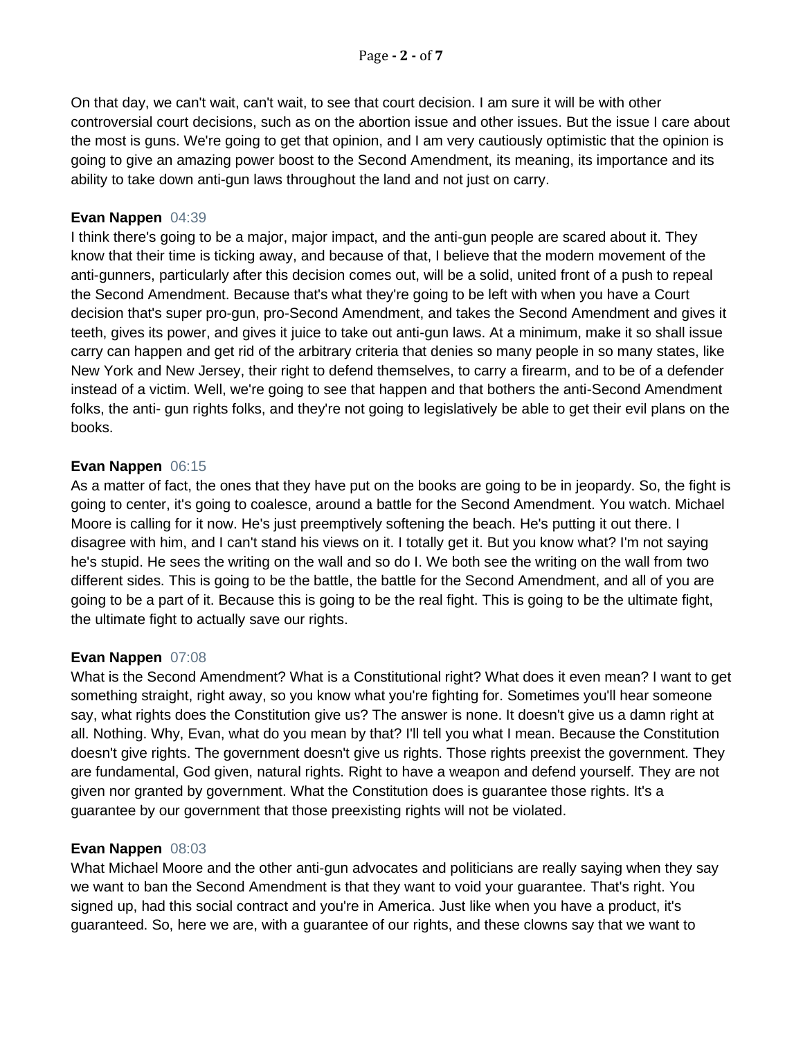On that day, we can't wait, can't wait, to see that court decision. I am sure it will be with other controversial court decisions, such as on the abortion issue and other issues. But the issue I care about the most is guns. We're going to get that opinion, and I am very cautiously optimistic that the opinion is going to give an amazing power boost to the Second Amendment, its meaning, its importance and its ability to take down anti-gun laws throughout the land and not just on carry.

**Evan Nappen** 04:39
I think there's going to be a major, major impact, and the anti-gun people are scared about it. They know that their time is ticking away, and because of that, I believe that the modern movement of the anti-gunners, particularly after this decision comes out, will be a solid, united front of a push to repeal the Second Amendment. Because that's what they're going to be left with when you have a Court decision that's super pro-gun, pro-Second Amendment, and takes the Second Amendment and gives it teeth, gives its power, and gives it juice to take out anti-gun laws. At a minimum, make it so shall issue carry can happen and get rid of the arbitrary criteria that denies so many people in so many states, like New York and New Jersey, their right to defend themselves, to carry a firearm, and to be of a defender instead of a victim. Well, we're going to see that happen and that bothers the anti-Second Amendment folks, the anti- gun rights folks, and they're not going to legislatively be able to get their evil plans on the books.

**Evan Nappen** 06:15
As a matter of fact, the ones that they have put on the books are going to be in jeopardy. So, the fight is going to center, it's going to coalesce, around a battle for the Second Amendment. You watch. Michael Moore is calling for it now. He's just preemptively softening the beach. He's putting it out there. I disagree with him, and I can't stand his views on it. I totally get it. But you know what? I'm not saying he's stupid. He sees the writing on the wall and so do I. We both see the writing on the wall from two different sides. This is going to be the battle, the battle for the Second Amendment, and all of you are going to be a part of it. Because this is going to be the real fight. This is going to be the ultimate fight, the ultimate fight to actually save our rights.

**Evan Nappen** 07:08
What is the Second Amendment? What is a Constitutional right? What does it even mean? I want to get something straight, right away, so you know what you're fighting for. Sometimes you'll hear someone say, what rights does the Constitution give us? The answer is none. It doesn't give us a damn right at all. Nothing. Why, Evan, what do you mean by that? I'll tell you what I mean. Because the Constitution doesn't give rights. The government doesn't give us rights. Those rights preexist the government. They are fundamental, God given, natural rights. Right to have a weapon and defend yourself. They are not given nor granted by government. What the Constitution does is guarantee those rights. It's a guarantee by our government that those preexisting rights will not be violated.

**Evan Nappen** 08:03
What Michael Moore and the other anti-gun advocates and politicians are really saying when they say we want to ban the Second Amendment is that they want to void your guarantee. That's right. You signed up, had this social contract and you're in America. Just like when you have a product, it's guaranteed. So, here we are, with a guarantee of our rights, and these clowns say that we want to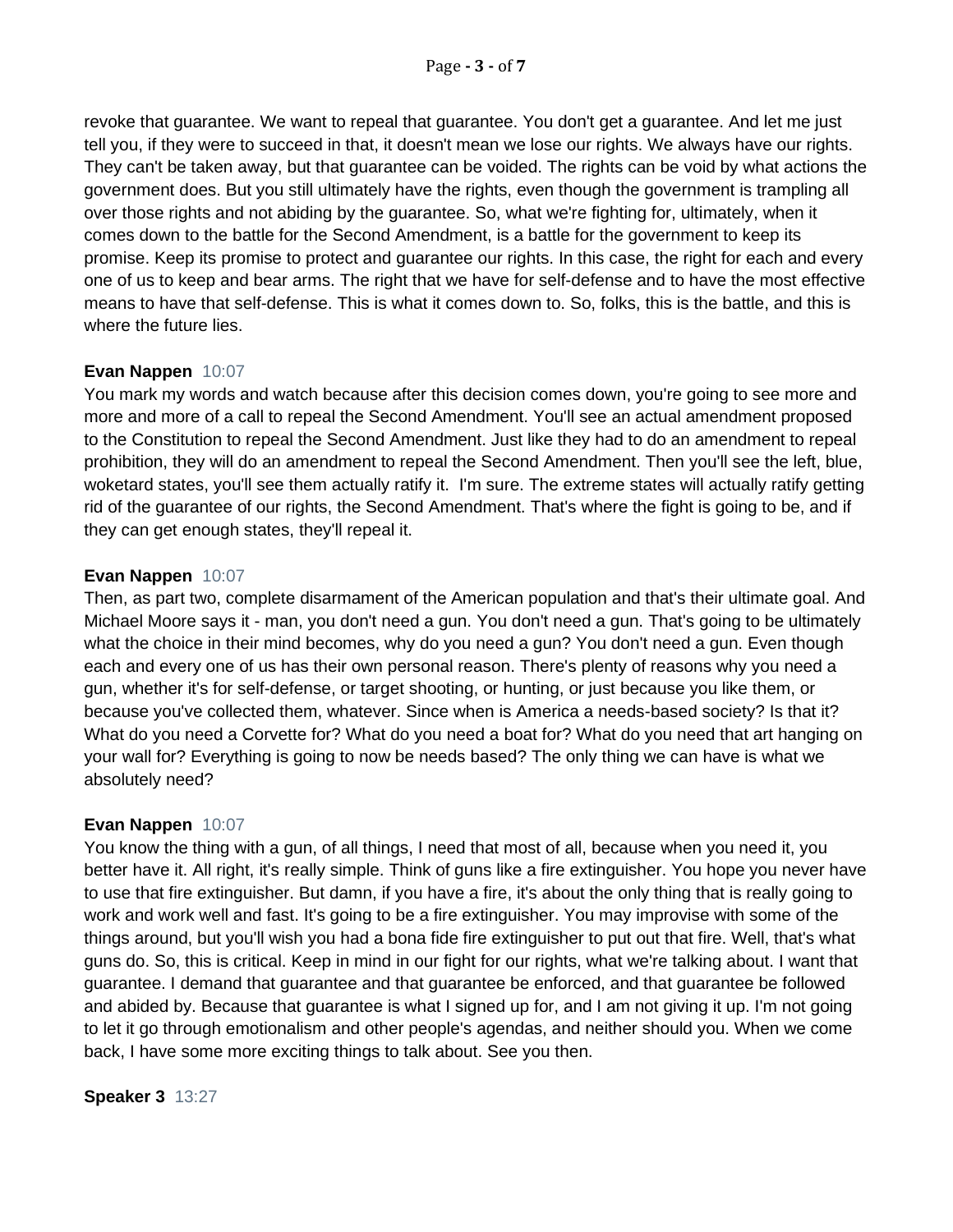revoke that guarantee. We want to repeal that guarantee. You don't get a guarantee. And let me just tell you, if they were to succeed in that, it doesn't mean we lose our rights. We always have our rights. They can't be taken away, but that guarantee can be voided. The rights can be void by what actions the government does. But you still ultimately have the rights, even though the government is trampling all over those rights and not abiding by the guarantee. So, what we're fighting for, ultimately, when it comes down to the battle for the Second Amendment, is a battle for the government to keep its promise. Keep its promise to protect and guarantee our rights. In this case, the right for each and every one of us to keep and bear arms. The right that we have for self-defense and to have the most effective means to have that self-defense. This is what it comes down to. So, folks, this is the battle, and this is where the future lies.

**Evan Nappen** 10:07
You mark my words and watch because after this decision comes down, you're going to see more and more and more of a call to repeal the Second Amendment. You'll see an actual amendment proposed to the Constitution to repeal the Second Amendment. Just like they had to do an amendment to repeal prohibition, they will do an amendment to repeal the Second Amendment. Then you'll see the left, blue, woketard states, you'll see them actually ratify it. I'm sure. The extreme states will actually ratify getting rid of the guarantee of our rights, the Second Amendment. That's where the fight is going to be, and if they can get enough states, they'll repeal it.

**Evan Nappen** 10:07
Then, as part two, complete disarmament of the American population and that's their ultimate goal. And Michael Moore says it - man, you don't need a gun. You don't need a gun. That's going to be ultimately what the choice in their mind becomes, why do you need a gun? You don't need a gun. Even though each and every one of us has their own personal reason. There's plenty of reasons why you need a gun, whether it's for self-defense, or target shooting, or hunting, or just because you like them, or because you've collected them, whatever. Since when is America a needs-based society? Is that it? What do you need a Corvette for? What do you need a boat for? What do you need that art hanging on your wall for? Everything is going to now be needs based? The only thing we can have is what we absolutely need?

**Evan Nappen** 10:07
You know the thing with a gun, of all things, I need that most of all, because when you need it, you better have it. All right, it's really simple. Think of guns like a fire extinguisher. You hope you never have to use that fire extinguisher. But damn, if you have a fire, it's about the only thing that is really going to work and work well and fast. It's going to be a fire extinguisher. You may improvise with some of the things around, but you'll wish you had a bona fide fire extinguisher to put out that fire. Well, that's what guns do. So, this is critical. Keep in mind in our fight for our rights, what we're talking about. I want that guarantee. I demand that guarantee and that guarantee be enforced, and that guarantee be followed and abided by. Because that guarantee is what I signed up for, and I am not giving it up. I'm not going to let it go through emotionalism and other people's agendas, and neither should you. When we come back, I have some more exciting things to talk about. See you then.

**Speaker 3** 13:27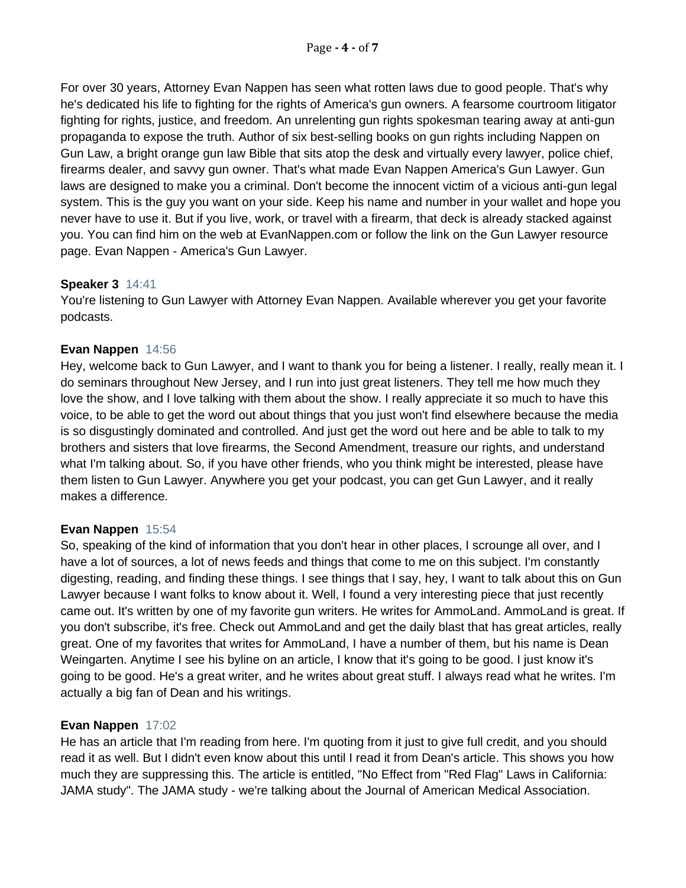For over 30 years, Attorney Evan Nappen has seen what rotten laws due to good people. That's why he's dedicated his life to fighting for the rights of America's gun owners. A fearsome courtroom litigator fighting for rights, justice, and freedom. An unrelenting gun rights spokesman tearing away at anti-gun propaganda to expose the truth. Author of six best-selling books on gun rights including Nappen on Gun Law, a bright orange gun law Bible that sits atop the desk and virtually every lawyer, police chief, firearms dealer, and savvy gun owner. That's what made Evan Nappen America's Gun Lawyer. Gun laws are designed to make you a criminal. Don't become the innocent victim of a vicious anti-gun legal system. This is the guy you want on your side. Keep his name and number in your wallet and hope you never have to use it. But if you live, work, or travel with a firearm, that deck is already stacked against you. You can find him on the web at EvanNappen.com or follow the link on the Gun Lawyer resource page. Evan Nappen - America's Gun Lawyer.

**Speaker 3** 14:41
You're listening to Gun Lawyer with Attorney Evan Nappen. Available wherever you get your favorite podcasts.

**Evan Nappen** 14:56
Hey, welcome back to Gun Lawyer, and I want to thank you for being a listener. I really, really mean it. I do seminars throughout New Jersey, and I run into just great listeners. They tell me how much they love the show, and I love talking with them about the show. I really appreciate it so much to have this voice, to be able to get the word out about things that you just won't find elsewhere because the media is so disgustingly dominated and controlled. And just get the word out here and be able to talk to my brothers and sisters that love firearms, the Second Amendment, treasure our rights, and understand what I'm talking about. So, if you have other friends, who you think might be interested, please have them listen to Gun Lawyer. Anywhere you get your podcast, you can get Gun Lawyer, and it really makes a difference.

**Evan Nappen** 15:54
So, speaking of the kind of information that you don't hear in other places, I scrounge all over, and I have a lot of sources, a lot of news feeds and things that come to me on this subject. I'm constantly digesting, reading, and finding these things. I see things that I say, hey, I want to talk about this on Gun Lawyer because I want folks to know about it. Well, I found a very interesting piece that just recently came out. It's written by one of my favorite gun writers. He writes for AmmoLand. AmmoLand is great. If you don't subscribe, it's free. Check out AmmoLand and get the daily blast that has great articles, really great. One of my favorites that writes for AmmoLand, I have a number of them, but his name is Dean Weingarten. Anytime I see his byline on an article, I know that it's going to be good. I just know it's going to be good. He's a great writer, and he writes about great stuff. I always read what he writes. I'm actually a big fan of Dean and his writings.

**Evan Nappen** 17:02
He has an article that I'm reading from here. I'm quoting from it just to give full credit, and you should read it as well. But I didn't even know about this until I read it from Dean's article. This shows you how much they are suppressing this. The article is entitled, "No Effect from "Red Flag" Laws in California: JAMA study". The JAMA study - we're talking about the Journal of American Medical Association.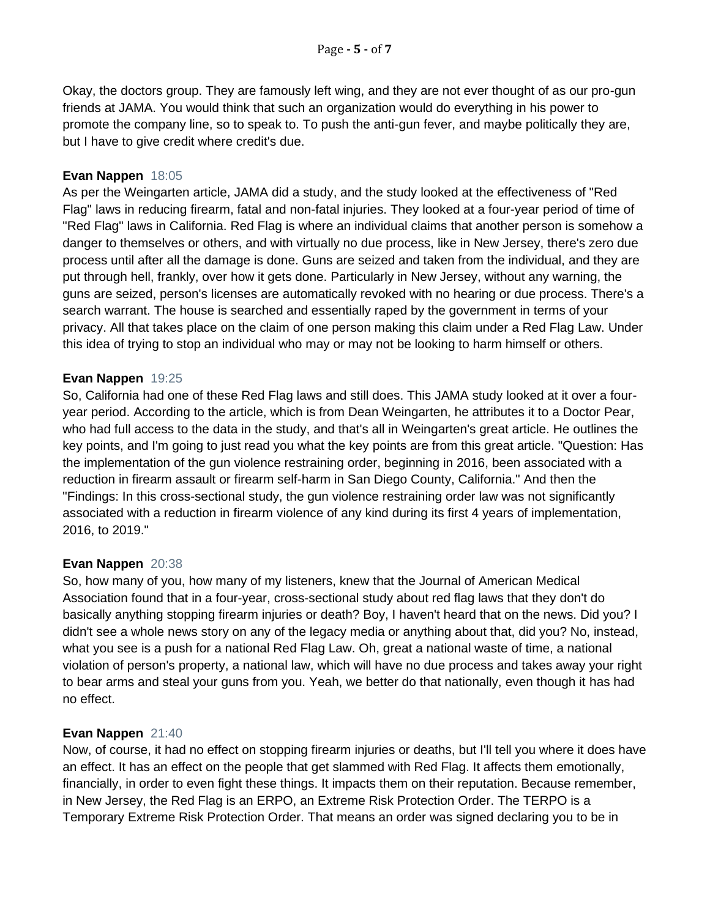Okay, the doctors group. They are famously left wing, and they are not ever thought of as our pro-gun friends at JAMA. You would think that such an organization would do everything in his power to promote the company line, so to speak to. To push the anti-gun fever, and maybe politically they are, but I have to give credit where credit's due.

**Evan Nappen** 18:05
As per the Weingarten article, JAMA did a study, and the study looked at the effectiveness of "Red Flag" laws in reducing firearm, fatal and non-fatal injuries. They looked at a four-year period of time of "Red Flag" laws in California. Red Flag is where an individual claims that another person is somehow a danger to themselves or others, and with virtually no due process, like in New Jersey, there's zero due process until after all the damage is done. Guns are seized and taken from the individual, and they are put through hell, frankly, over how it gets done. Particularly in New Jersey, without any warning, the guns are seized, person's licenses are automatically revoked with no hearing or due process. There's a search warrant. The house is searched and essentially raped by the government in terms of your privacy. All that takes place on the claim of one person making this claim under a Red Flag Law. Under this idea of trying to stop an individual who may or may not be looking to harm himself or others.

**Evan Nappen** 19:25
So, California had one of these Red Flag laws and still does. This JAMA study looked at it over a four-year period. According to the article, which is from Dean Weingarten, he attributes it to a Doctor Pear, who had full access to the data in the study, and that's all in Weingarten's great article. He outlines the key points, and I'm going to just read you what the key points are from this great article. "Question: Has the implementation of the gun violence restraining order, beginning in 2016, been associated with a reduction in firearm assault or firearm self-harm in San Diego County, California." And then the "Findings: In this cross-sectional study, the gun violence restraining order law was not significantly associated with a reduction in firearm violence of any kind during its first 4 years of implementation, 2016, to 2019."

**Evan Nappen** 20:38
So, how many of you, how many of my listeners, knew that the Journal of American Medical Association found that in a four-year, cross-sectional study about red flag laws that they don't do basically anything stopping firearm injuries or death? Boy, I haven't heard that on the news. Did you? I didn't see a whole news story on any of the legacy media or anything about that, did you? No, instead, what you see is a push for a national Red Flag Law. Oh, great a national waste of time, a national violation of person's property, a national law, which will have no due process and takes away your right to bear arms and steal your guns from you. Yeah, we better do that nationally, even though it has had no effect.

**Evan Nappen** 21:40
Now, of course, it had no effect on stopping firearm injuries or deaths, but I'll tell you where it does have an effect. It has an effect on the people that get slammed with Red Flag. It affects them emotionally, financially, in order to even fight these things. It impacts them on their reputation. Because remember, in New Jersey, the Red Flag is an ERPO, an Extreme Risk Protection Order. The TERPO is a Temporary Extreme Risk Protection Order. That means an order was signed declaring you to be in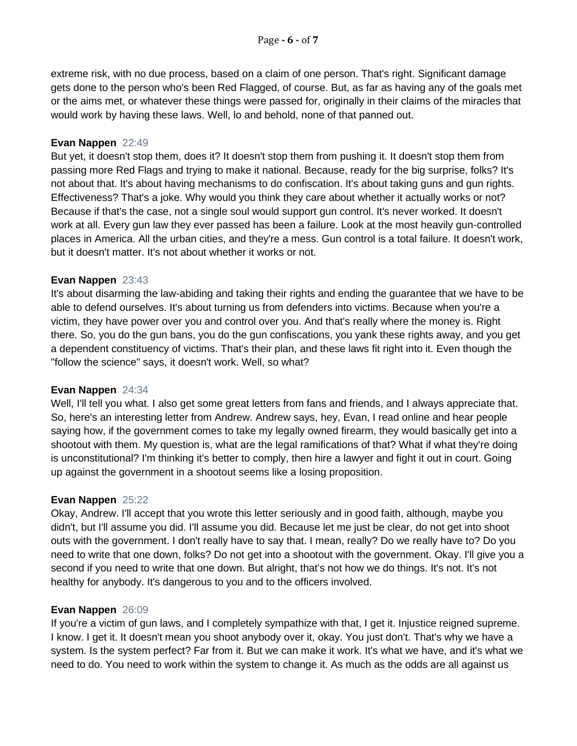extreme risk, with no due process, based on a claim of one person. That's right. Significant damage gets done to the person who's been Red Flagged, of course. But, as far as having any of the goals met or the aims met, or whatever these things were passed for, originally in their claims of the miracles that would work by having these laws. Well, lo and behold, none of that panned out.

**Evan Nappen** 22:49
But yet, it doesn't stop them, does it? It doesn't stop them from pushing it. It doesn't stop them from passing more Red Flags and trying to make it national. Because, ready for the big surprise, folks? It's not about that. It's about having mechanisms to do confiscation. It's about taking guns and gun rights. Effectiveness? That's a joke. Why would you think they care about whether it actually works or not? Because if that's the case, not a single soul would support gun control. It's never worked. It doesn't work at all. Every gun law they ever passed has been a failure. Look at the most heavily gun-controlled places in America. All the urban cities, and they're a mess. Gun control is a total failure. It doesn't work, but it doesn't matter. It's not about whether it works or not.

**Evan Nappen** 23:43
It's about disarming the law-abiding and taking their rights and ending the guarantee that we have to be able to defend ourselves. It's about turning us from defenders into victims. Because when you're a victim, they have power over you and control over you. And that's really where the money is. Right there. So, you do the gun bans, you do the gun confiscations, you yank these rights away, and you get a dependent constituency of victims. That's their plan, and these laws fit right into it. Even though the "follow the science" says, it doesn't work. Well, so what?

**Evan Nappen** 24:34
Well, I'll tell you what. I also get some great letters from fans and friends, and I always appreciate that. So, here's an interesting letter from Andrew. Andrew says, hey, Evan, I read online and hear people saying how, if the government comes to take my legally owned firearm, they would basically get into a shootout with them. My question is, what are the legal ramifications of that? What if what they're doing is unconstitutional? I'm thinking it's better to comply, then hire a lawyer and fight it out in court. Going up against the government in a shootout seems like a losing proposition.

**Evan Nappen** 25:22
Okay, Andrew. I'll accept that you wrote this letter seriously and in good faith, although, maybe you didn't, but I'll assume you did. I'll assume you did. Because let me just be clear, do not get into shoot outs with the government. I don't really have to say that. I mean, really? Do we really have to? Do you need to write that one down, folks? Do not get into a shootout with the government. Okay. I'll give you a second if you need to write that one down. But alright, that's not how we do things. It's not. It's not healthy for anybody. It's dangerous to you and to the officers involved.

**Evan Nappen** 26:09
If you're a victim of gun laws, and I completely sympathize with that, I get it. Injustice reigned supreme. I know. I get it. It doesn't mean you shoot anybody over it, okay. You just don't. That's why we have a system. Is the system perfect? Far from it. But we can make it work. It's what we have, and it's what we need to do. You need to work within the system to change it. As much as the odds are all against us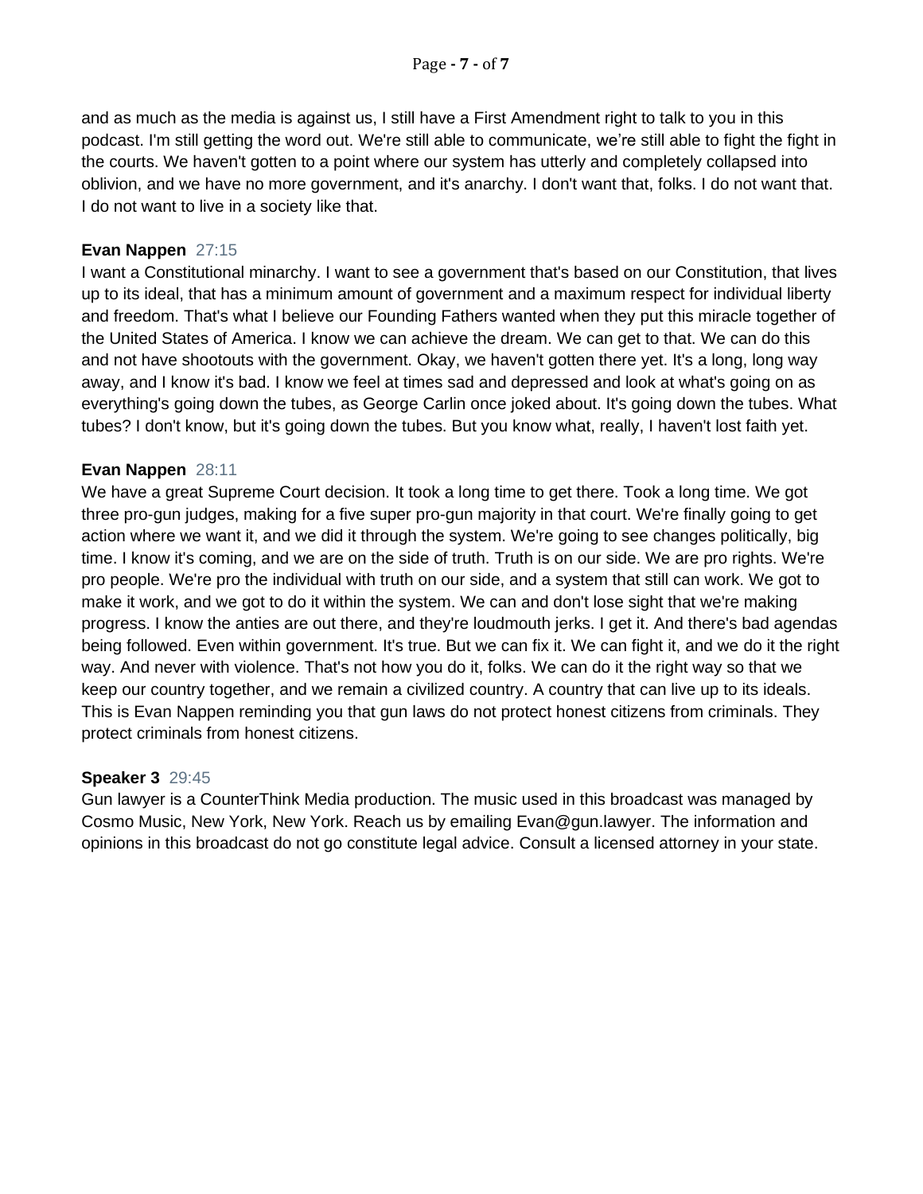and as much as the media is against us, I still have a First Amendment right to talk to you in this podcast. I'm still getting the word out. We're still able to communicate, we're still able to fight the fight in the courts. We haven't gotten to a point where our system has utterly and completely collapsed into oblivion, and we have no more government, and it's anarchy. I don't want that, folks. I do not want that. I do not want to live in a society like that.

**Evan Nappen** 27:15
I want a Constitutional minarchy. I want to see a government that's based on our Constitution, that lives up to its ideal, that has a minimum amount of government and a maximum respect for individual liberty and freedom. That's what I believe our Founding Fathers wanted when they put this miracle together of the United States of America. I know we can achieve the dream. We can get to that. We can do this and not have shootouts with the government. Okay, we haven't gotten there yet. It's a long, long way away, and I know it's bad. I know we feel at times sad and depressed and look at what's going on as everything's going down the tubes, as George Carlin once joked about. It's going down the tubes. What tubes? I don't know, but it's going down the tubes. But you know what, really, I haven't lost faith yet.

**Evan Nappen** 28:11
We have a great Supreme Court decision. It took a long time to get there. Took a long time. We got three pro-gun judges, making for a five super pro-gun majority in that court. We're finally going to get action where we want it, and we did it through the system. We're going to see changes politically, big time. I know it's coming, and we are on the side of truth. Truth is on our side. We are pro rights. We're pro people. We're pro the individual with truth on our side, and a system that still can work. We got to make it work, and we got to do it within the system. We can and don't lose sight that we're making progress. I know the anties are out there, and they're loudmouth jerks. I get it. And there's bad agendas being followed. Even within government. It's true. But we can fix it. We can fight it, and we do it the right way. And never with violence. That's not how you do it, folks. We can do it the right way so that we keep our country together, and we remain a civilized country. A country that can live up to its ideals. This is Evan Nappen reminding you that gun laws do not protect honest citizens from criminals. They protect criminals from honest citizens.

**Speaker 3** 29:45
Gun lawyer is a CounterThink Media production. The music used in this broadcast was managed by Cosmo Music, New York, New York. Reach us by emailing Evan@gun.lawyer. The information and opinions in this broadcast do not go constitute legal advice. Consult a licensed attorney in your state.